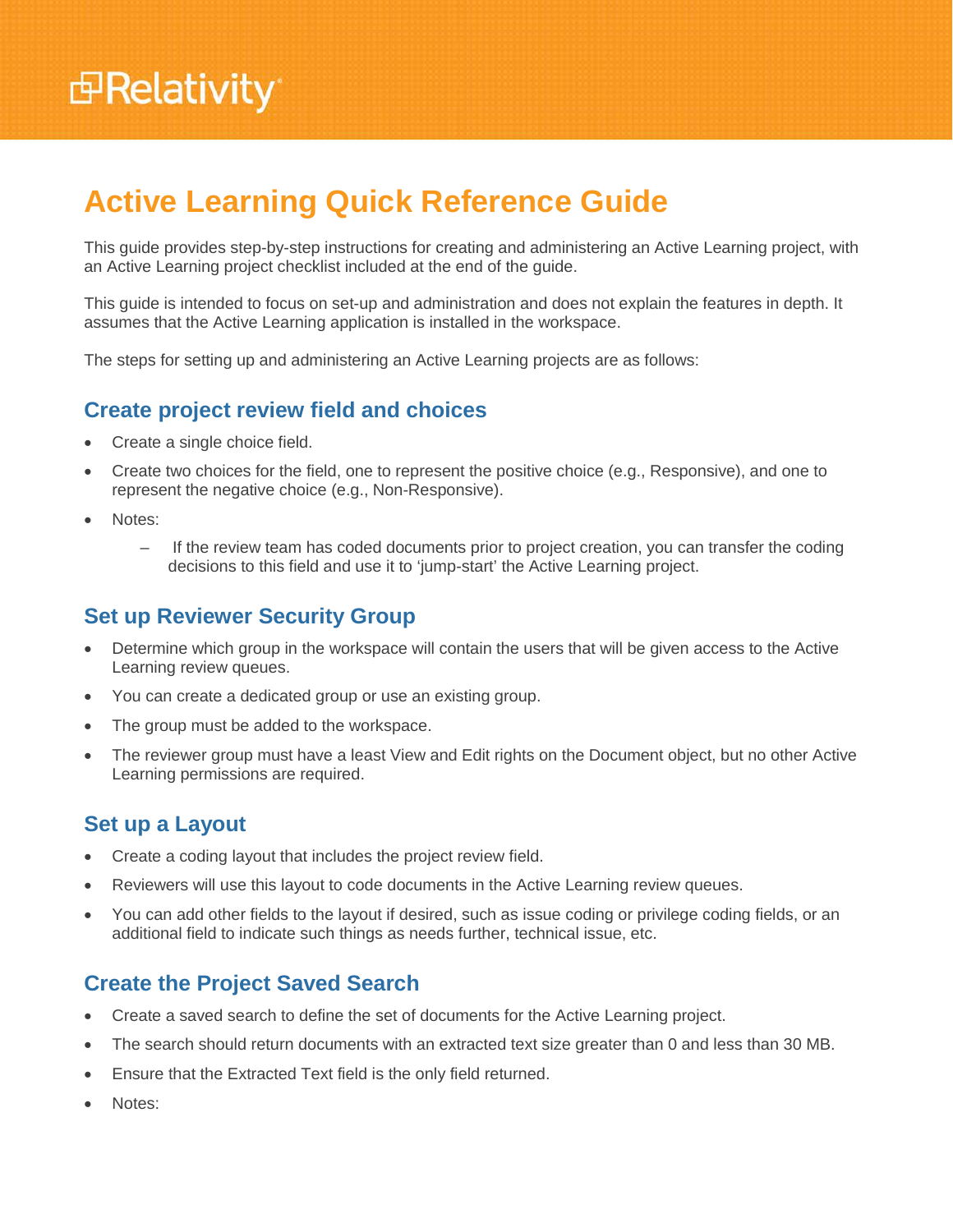# Active Learning Quick Reference Guide

This guide provides step-by-step instructions for creating and administering an Active Learning project, with an Active Learning project checklist included at the end of the guide.

This guide is intended to focus on set-up and administration and does not explain the features in depth. It assumes that the Active Learning application is installed in the workspace.

The steps for setting up and administering an Active Learning projects are as follows:

## Create project review field and choices

- Create a single choice field.
- Create two choices for the field, one to represent the positive choice (e.g., Responsive), and one to represent the negative choice (e.g., Non-Responsive).
- Notes:
  - If the review team has coded documents prior to project creation, you can transfer the coding decisions to this field and use it to 'jump-start' the Active Learning project.

## Set up Reviewer Security Group

- Determine which group in the workspace will contain the users that will be given access to the Active Learning review queues.
- You can create a dedicated group or use an existing group.
- The group must be added to the workspace.
- The reviewer group must have a least View and Edit rights on the Document object, but no other Active Learning permissions are required.

## Set up a Layout

- Create a coding layout that includes the project review field.
- Reviewers will use this layout to code documents in the Active Learning review queues.
- You can add other fields to the layout if desired, such as issue coding or privilege coding fields, or an additional field to indicate such things as needs further, technical issue, etc.

## Create the Project Saved Search

- Create a saved search to define the set of documents for the Active Learning project.
- The search should return documents with an extracted text size greater than 0 and less than 30 MB.
- Ensure that the Extracted Text field is the only field returned.
- Notes: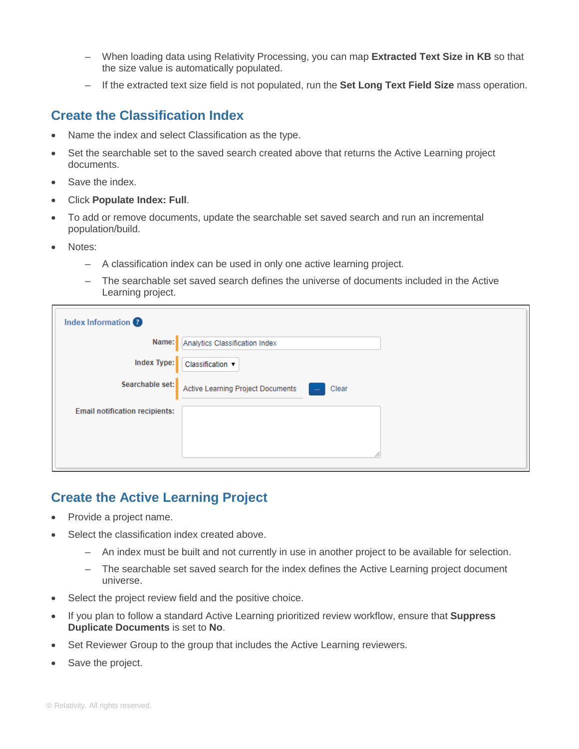- When loading data using Relativity Processing, you can map **Extracted Text Size in KB** so that the size value is automatically populated.
- If the extracted text size field is not populated, run the **Set Long Text Field Size** mass operation.

## Create the Classification Index

- Name the index and select Classification as the type.
- Set the searchable set to the saved search created above that returns the Active Learning project documents.
- Save the index.
- Click **Populate Index: Full**.
- To add or remove documents, update the searchable set saved search and run an incremental population/build.
- Notes:
  - A classification index can be used in only one active learning project.
  - The searchable set saved search defines the universe of documents included in the Active Learning project.

Index Information

| | |
|---|---|
| Name: | Analytics Classification Index |
| Index Type: | Classification |
| Searchable set: | Active Learning Project Documents ... Clear |
| Email notification recipients: | |

## Create the Active Learning Project

- Provide a project name.
- Select the classification index created above.
  - An index must be built and not currently in use in another project to be available for selection.
  - The searchable set saved search for the index defines the Active Learning project document universe.
- Select the project review field and the positive choice.
- If you plan to follow a standard Active Learning prioritized review workflow, ensure that **Suppress Duplicate Documents** is set to **No**.
- Set Reviewer Group to the group that includes the Active Learning reviewers.
- Save the project.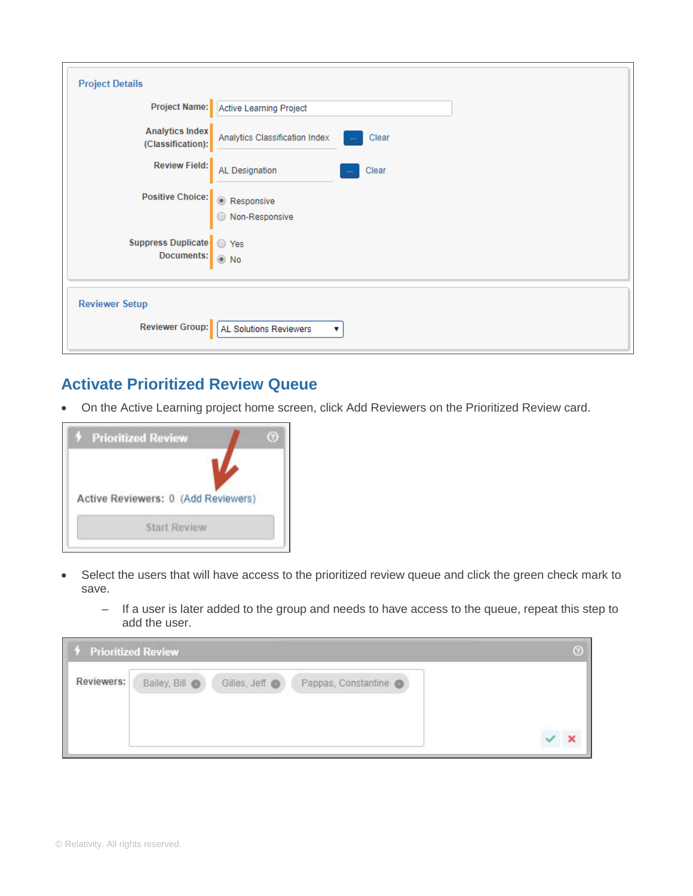## Activate Prioritized Review Queue

- On the Active Learning project home screen, click Add Reviewers on the Prioritized Review card.
- Select the users that will have access to the prioritized review queue and click the green check mark to save.
  - If a user is later added to the group and needs to have access to the queue, repeat this step to add the user.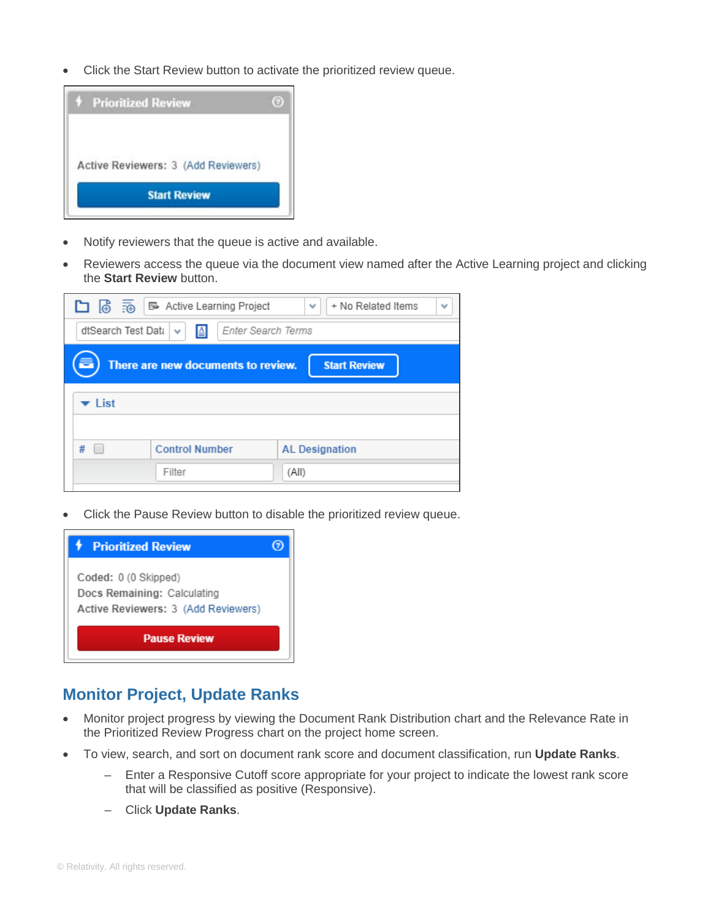- Click the Start Review button to activate the prioritized review queue.

- Notify reviewers that the queue is active and available.
- Reviewers access the queue via the document view named after the Active Learning project and clicking the **Start Review** button.

- Click the Pause Review button to disable the prioritized review queue.

## Monitor Project, Update Ranks

- Monitor project progress by viewing the Document Rank Distribution chart and the Relevance Rate in the Prioritized Review Progress chart on the project home screen.
- To view, search, and sort on document rank score and document classification, run **Update Ranks**.
  - Enter a Responsive Cutoff score appropriate for your project to indicate the lowest rank score that will be classified as positive (Responsive).
  - Click **Update Ranks**.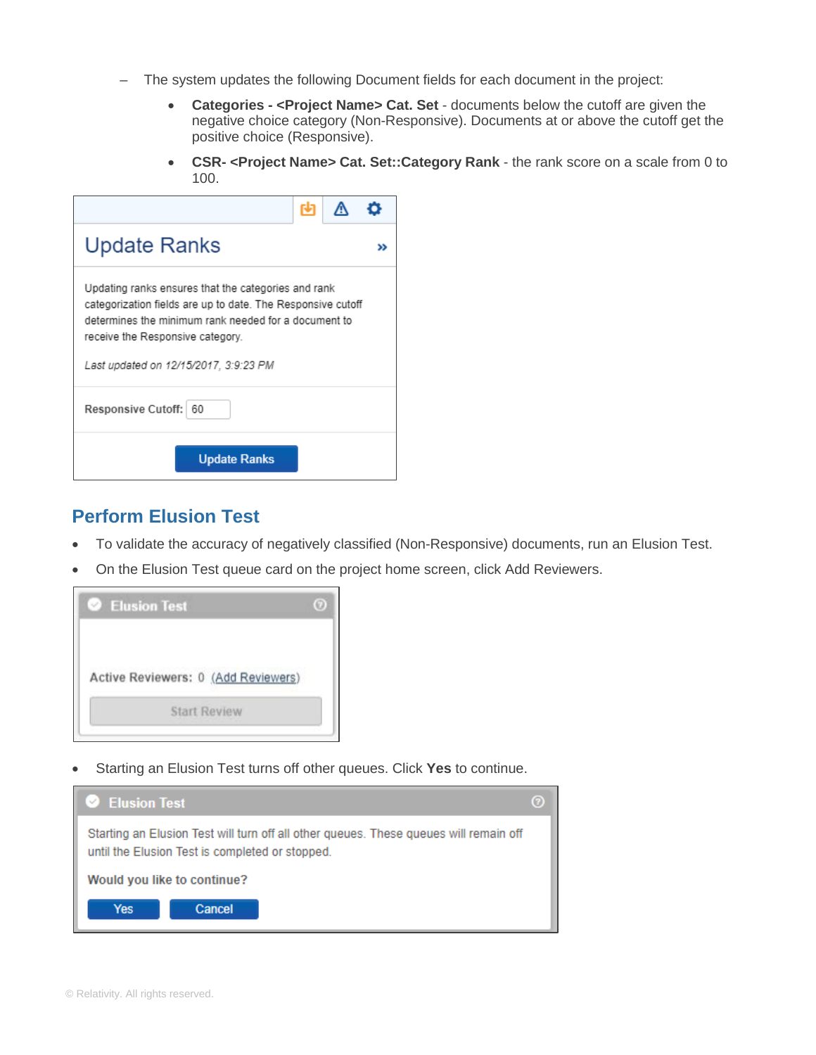- The system updates the following Document fields for each document in the project:
  - **Categories - <Project Name> Cat. Set** - documents below the cutoff are given the negative choice category (Non-Responsive). Documents at or above the cutoff get the positive choice (Responsive).
  - **CSR- <Project Name> Cat. Set::Category Rank** - the rank score on a scale from 0 to 100.

## Perform Elusion Test

- To validate the accuracy of negatively classified (Non-Responsive) documents, run an Elusion Test.
- On the Elusion Test queue card on the project home screen, click Add Reviewers.

- Starting an Elusion Test turns off other queues. Click **Yes** to continue.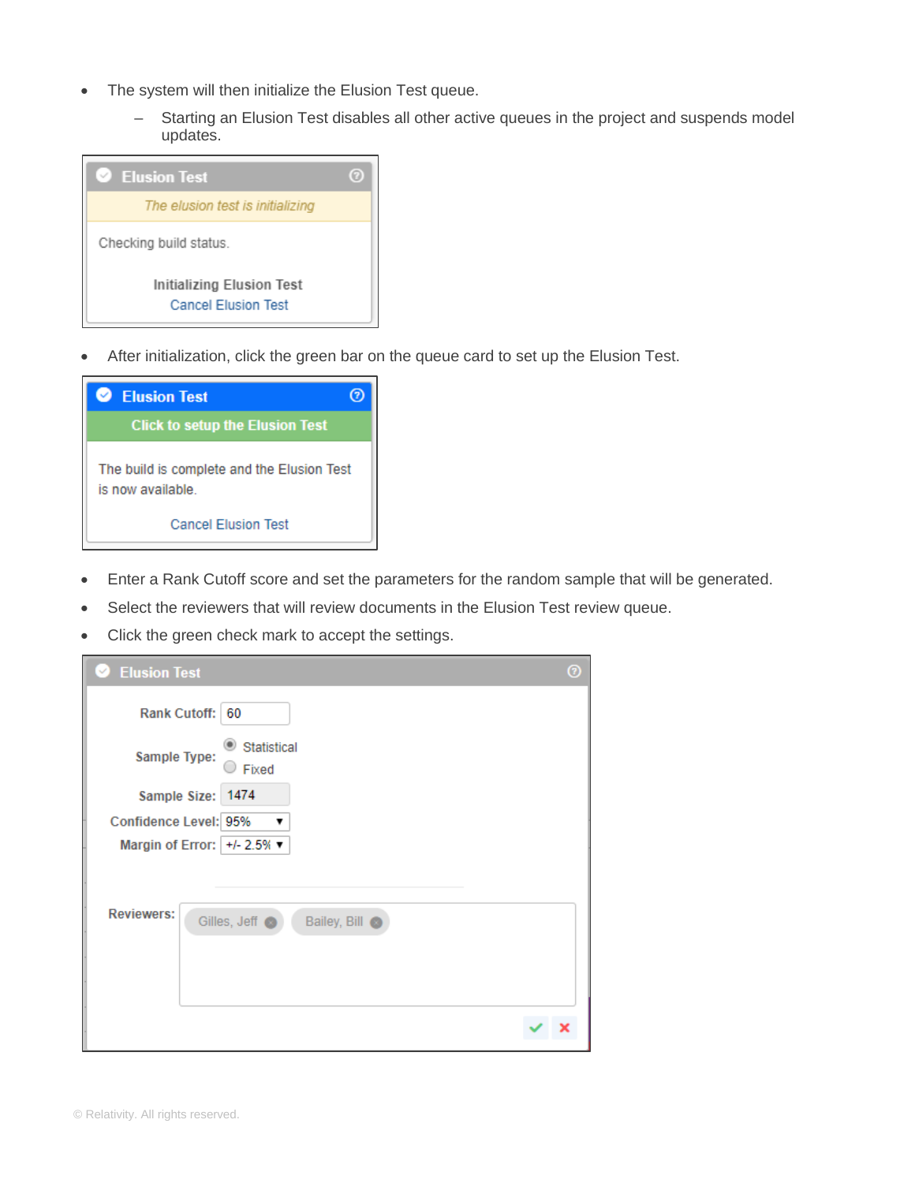- The system will then initialize the Elusion Test queue.
  - Starting an Elusion Test disables all other active queues in the project and suspends model updates.

- After initialization, click the green bar on the queue card to set up the Elusion Test.

- Enter a Rank Cutoff score and set the parameters for the random sample that will be generated.
- Select the reviewers that will review documents in the Elusion Test review queue.
- Click the green check mark to accept the settings.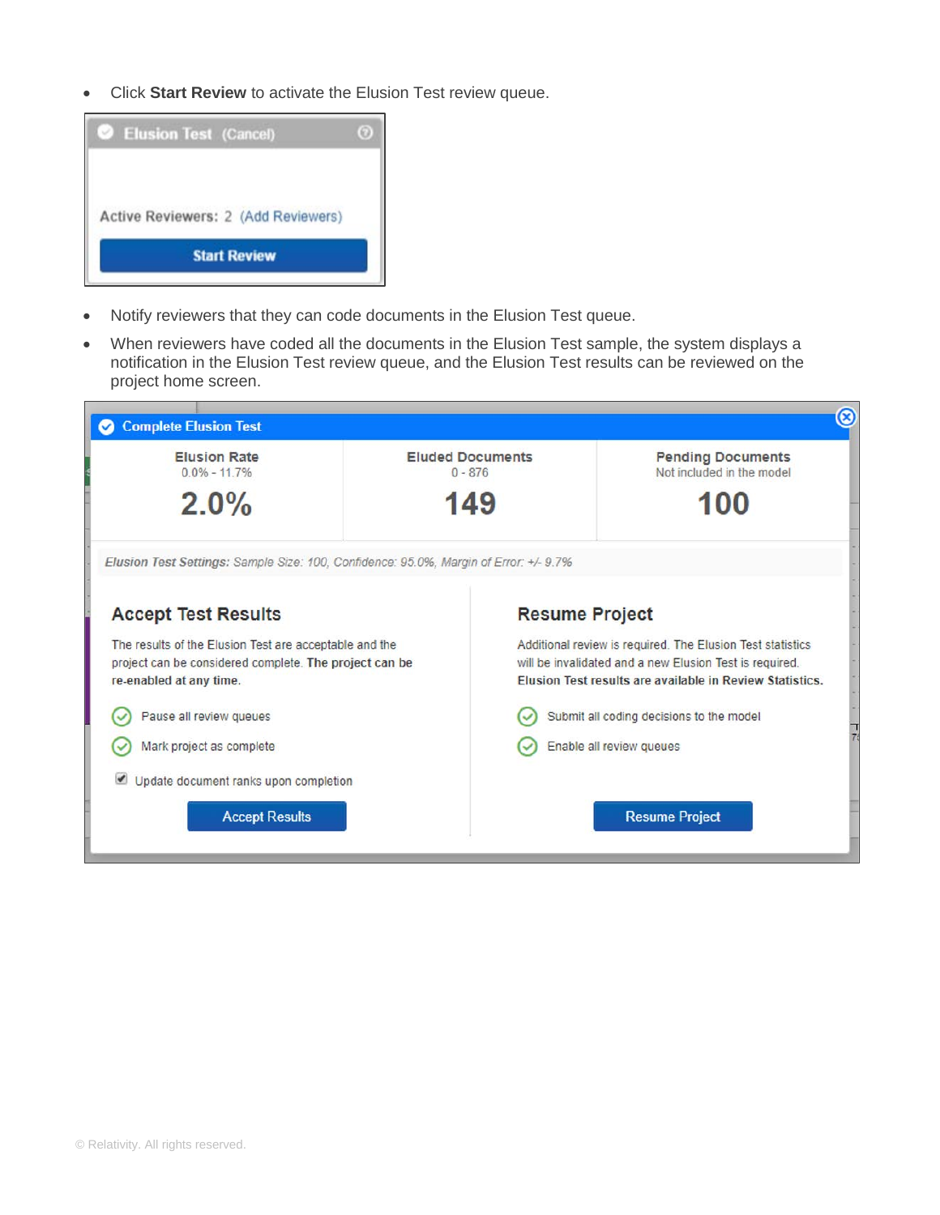- Click **Start Review** to activate the Elusion Test review queue.

Elusion Test (Cancel)

Active Reviewers: 2 (Add Reviewers)

Start Review

- Notify reviewers that they can code documents in the Elusion Test queue.
- When reviewers have coded all the documents in the Elusion Test sample, the system displays a notification in the Elusion Test review queue, and the Elusion Test results can be reviewed on the project home screen.

Complete Elusion Test

| Elusion Rate | Eluded Documents | Pending Documents |
|---|---|---|
| 0.0% - 11.7% | 0 - 876 | Not included in the model |
| 2.0% | 149 | 100 |

*Elusion Test Settings:* Sample Size: 100, Confidence: 95.0%, Margin of Error: +/- 9.7%

**Accept Test Results**

The results of the Elusion Test are acceptable and the project can be considered complete. **The project can be re-enabled at any time.**

- Pause all review queues
- Mark project as complete
- Update document ranks upon completion

Accept Results

**Resume Project**

Additional review is required. The Elusion Test statistics will be invalidated and a new Elusion Test is required. **Elusion Test results are available in Review Statistics.**

- Submit all coding decisions to the model
- Enable all review queues

Resume Project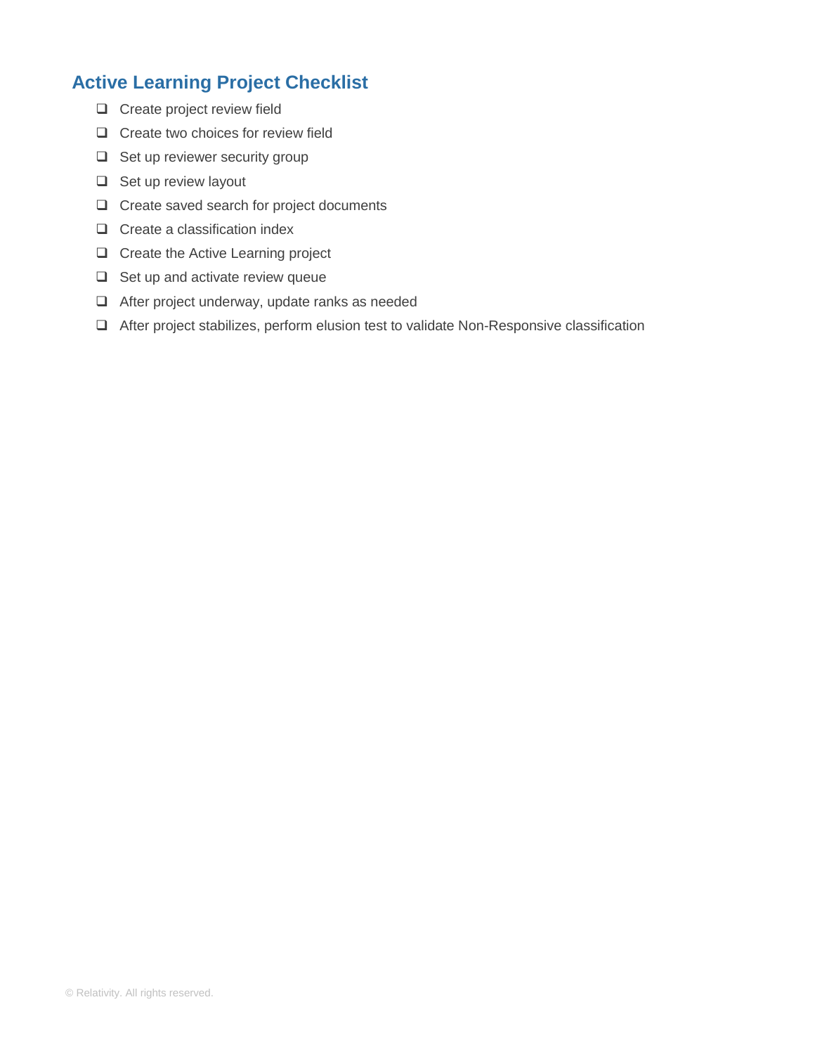## Active Learning Project Checklist

- ❑ Create project review field
- ❑ Create two choices for review field
- ❑ Set up reviewer security group
- ❑ Set up review layout
- ❑ Create saved search for project documents
- ❑ Create a classification index
- ❑ Create the Active Learning project
- ❑ Set up and activate review queue
- ❑ After project underway, update ranks as needed
- ❑ After project stabilizes, perform elusion test to validate Non-Responsive classification